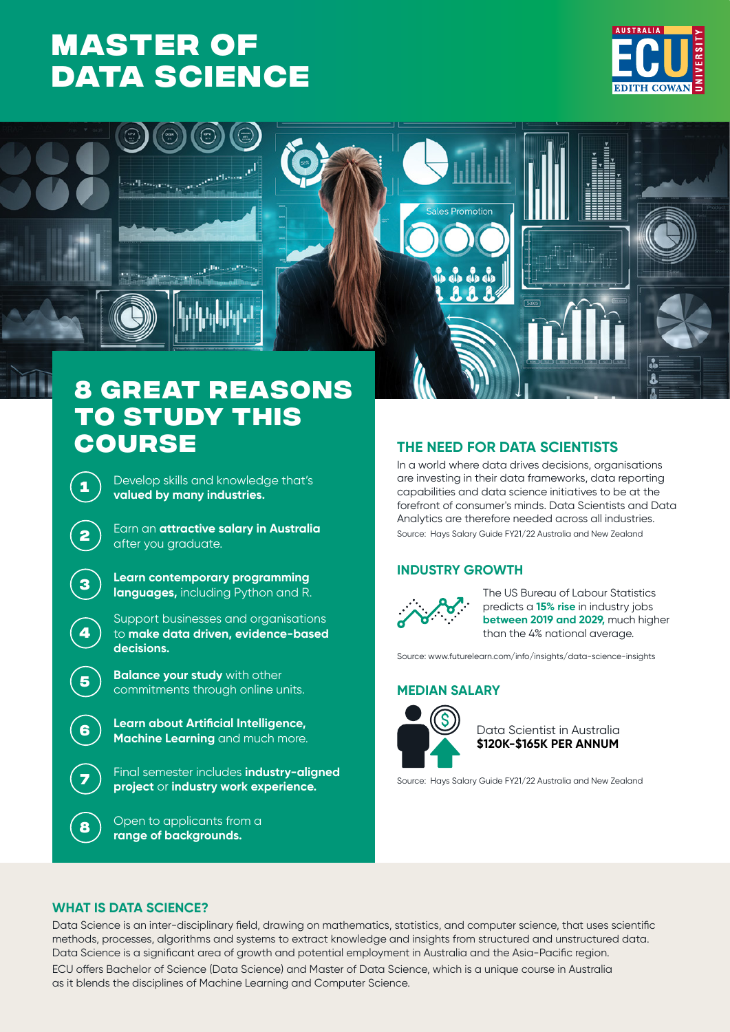# MASTER OF DATA SCIENCE

## 8 GREAT REASONS TO STUDY THIS COURSE

1. Develop skills and knowledge that's **valued by many industries.**
2. Earn an **attractive salary in Australia** after you graduate.
3. **Learn contemporary programming languages,** including Python and R.
4. Support businesses and organisations to **make data driven, evidence-based decisions.**
5. **Balance your study** with other commitments through online units.
6. **Learn about Artificial Intelligence, Machine Learning** and much more.
7. Final semester includes **industry-aligned project** or **industry work experience.**
8. Open to applicants from a **range of backgrounds.**

## THE NEED FOR DATA SCIENTISTS

In a world where data drives decisions, organisations are investing in their data frameworks, data reporting capabilities and data science initiatives to be at the forefront of consumer's minds. Data Scientists and Data Analytics are therefore needed across all industries.

Source: Hays Salary Guide FY21/22 Australia and New Zealand

## INDUSTRY GROWTH

The US Bureau of Labour Statistics predicts a **15% rise** in industry jobs **between 2019 and 2029,** much higher than the 4% national average.

Source: www.futurelearn.com/info/insights/data-science-insights

## MEDIAN SALARY

Data Scientist in Australia
**$120K-$165K PER ANNUM**

Source: Hays Salary Guide FY21/22 Australia and New Zealand

## WHAT IS DATA SCIENCE?

Data Science is an inter-disciplinary field, drawing on mathematics, statistics, and computer science, that uses scientific methods, processes, algorithms and systems to extract knowledge and insights from structured and unstructured data. Data Science is a significant area of growth and potential employment in Australia and the Asia-Pacific region.

ECU offers Bachelor of Science (Data Science) and Master of Data Science, which is a unique course in Australia as it blends the disciplines of Machine Learning and Computer Science.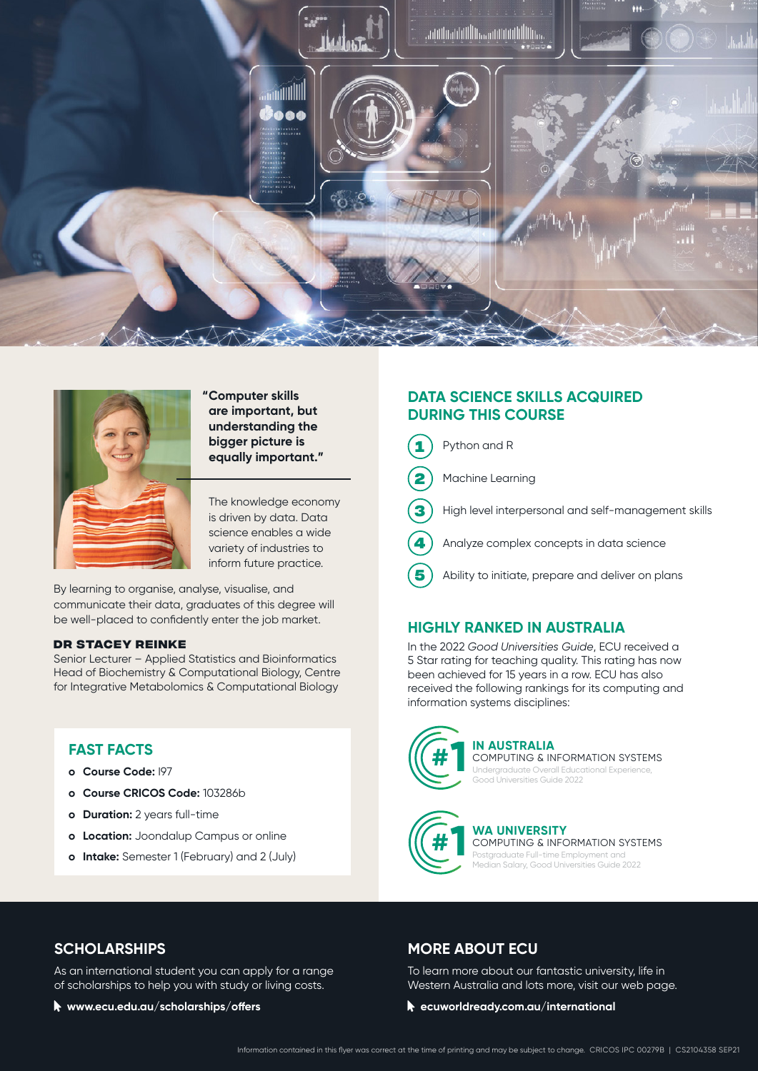"Computer skills are important, but understanding the bigger picture is equally important."

The knowledge economy is driven by data. Data science enables a wide variety of industries to inform future practice.

By learning to organise, analyse, visualise, and communicate their data, graduates of this degree will be well-placed to confidently enter the job market.

**DR STACEY REINKE**
Senior Lecturer – Applied Statistics and Bioinformatics
Head of Biochemistry & Computational Biology, Centre for Integrative Metabolomics & Computational Biology

## FAST FACTS

- **Course Code:** I97
- **Course CRICOS Code:** 103286b
- **Duration:** 2 years full-time
- **Location:** Joondalup Campus or online
- **Intake:** Semester 1 (February) and 2 (July)

## DATA SCIENCE SKILLS ACQUIRED DURING THIS COURSE

1. Python and R
2. Machine Learning
3. High level interpersonal and self-management skills
4. Analyze complex concepts in data science
5. Ability to initiate, prepare and deliver on plans

## HIGHLY RANKED IN AUSTRALIA

In the 2022 *Good Universities Guide*, ECU received a 5 Star rating for teaching quality. This rating has now been achieved for 15 years in a row. ECU has also received the following rankings for its computing and information systems disciplines:

**#1 IN AUSTRALIA**
COMPUTING & INFORMATION SYSTEMS
Undergraduate Overall Educational Experience, Good Universities Guide 2022

**#1 WA UNIVERSITY**
COMPUTING & INFORMATION SYSTEMS
Postgraduate Full-time Employment and Median Salary, Good Universities Guide 2022

## SCHOLARSHIPS

As an international student you can apply for a range of scholarships to help you with study or living costs.

**www.ecu.edu.au/scholarships/offers**

## MORE ABOUT ECU

To learn more about our fantastic university, life in Western Australia and lots more, visit our web page.

**ecuworldready.com.au/international**

Information contained in this flyer was correct at the time of printing and may be subject to change. CRICOS IPC 00279B | CS2104358 SEP21